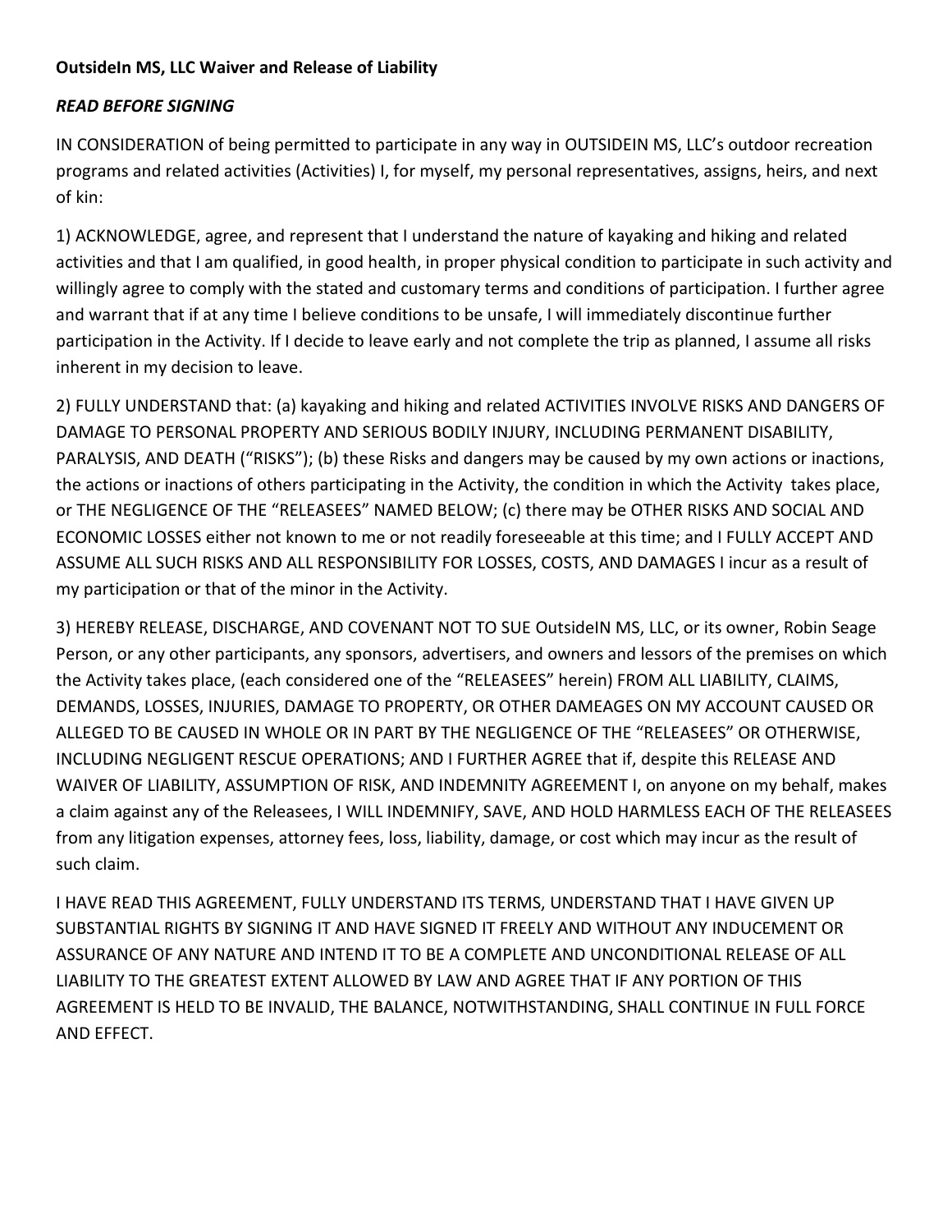**OutsideIn MS, LLC Waiver and Release of Liability**

***READ BEFORE SIGNING***

IN CONSIDERATION of being permitted to participate in any way in OUTSIDEIN MS, LLC's outdoor recreation programs and related activities (Activities) I, for myself, my personal representatives, assigns, heirs, and next of kin:

1) ACKNOWLEDGE, agree, and represent that I understand the nature of kayaking and hiking and related activities and that I am qualified, in good health, in proper physical condition to participate in such activity and willingly agree to comply with the stated and customary terms and conditions of participation. I further agree and warrant that if at any time I believe conditions to be unsafe, I will immediately discontinue further participation in the Activity. If I decide to leave early and not complete the trip as planned, I assume all risks inherent in my decision to leave.

2) FULLY UNDERSTAND that: (a) kayaking and hiking and related ACTIVITIES INVOLVE RISKS AND DANGERS OF DAMAGE TO PERSONAL PROPERTY AND SERIOUS BODILY INJURY, INCLUDING PERMANENT DISABILITY, PARALYSIS, AND DEATH ("RISKS"); (b) these Risks and dangers may be caused by my own actions or inactions, the actions or inactions of others participating in the Activity, the condition in which the Activity takes place, or THE NEGLIGENCE OF THE "RELEASEES" NAMED BELOW; (c) there may be OTHER RISKS AND SOCIAL AND ECONOMIC LOSSES either not known to me or not readily foreseeable at this time; and I FULLY ACCEPT AND ASSUME ALL SUCH RISKS AND ALL RESPONSIBILITY FOR LOSSES, COSTS, AND DAMAGES I incur as a result of my participation or that of the minor in the Activity.

3) HEREBY RELEASE, DISCHARGE, AND COVENANT NOT TO SUE OutsideIN MS, LLC, or its owner, Robin Seage Person, or any other participants, any sponsors, advertisers, and owners and lessors of the premises on which the Activity takes place, (each considered one of the "RELEASEES" herein) FROM ALL LIABILITY, CLAIMS, DEMANDS, LOSSES, INJURIES, DAMAGE TO PROPERTY, OR OTHER DAMEAGES ON MY ACCOUNT CAUSED OR ALLEGED TO BE CAUSED IN WHOLE OR IN PART BY THE NEGLIGENCE OF THE "RELEASEES" OR OTHERWISE, INCLUDING NEGLIGENT RESCUE OPERATIONS; AND I FURTHER AGREE that if, despite this RELEASE AND WAIVER OF LIABILITY, ASSUMPTION OF RISK, AND INDEMNITY AGREEMENT I, on anyone on my behalf, makes a claim against any of the Releasees, I WILL INDEMNIFY, SAVE, AND HOLD HARMLESS EACH OF THE RELEASEES from any litigation expenses, attorney fees, loss, liability, damage, or cost which may incur as the result of such claim.

I HAVE READ THIS AGREEMENT, FULLY UNDERSTAND ITS TERMS, UNDERSTAND THAT I HAVE GIVEN UP SUBSTANTIAL RIGHTS BY SIGNING IT AND HAVE SIGNED IT FREELY AND WITHOUT ANY INDUCEMENT OR ASSURANCE OF ANY NATURE AND INTEND IT TO BE A COMPLETE AND UNCONDITIONAL RELEASE OF ALL LIABILITY TO THE GREATEST EXTENT ALLOWED BY LAW AND AGREE THAT IF ANY PORTION OF THIS AGREEMENT IS HELD TO BE INVALID, THE BALANCE, NOTWITHSTANDING, SHALL CONTINUE IN FULL FORCE AND EFFECT.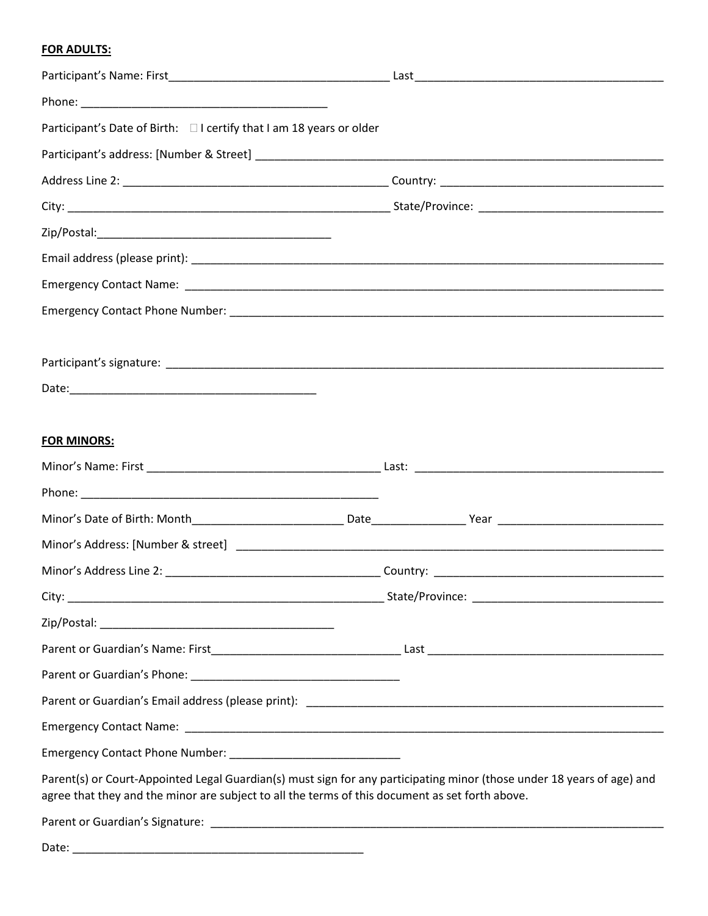**FOR ADULTS:**

Participant's Name: First___________________________________ Last_______________________________________

Phone: _______________________________________

Participant's Date of Birth: ☐ I certify that I am 18 years or older

Participant's address: [Number & Street] _________________________________________________________________

Address Line 2: _________________________________________ Country: ___________________________________

City: ___________________________________________________ State/Province: _____________________________

Zip/Postal:_____________________________________

Email address (please print): ___________________________________________________________________________

Emergency Contact Name: _____________________________________________________________________________

Emergency Contact Phone Number: _______________________________________________________________________

Participant's signature: ________________________________________________________________________________

Date:_______________________________________

**FOR MINORS:**

Minor's Name: First _____________________________________ Last: ______________________________________

Phone: ________________________________________________

Minor's Date of Birth: Month________________________ Date______________ Year __________________________

Minor's Address: [Number & street] ____________________________________________________________________

Minor's Address Line 2: __________________________________ Country: ____________________________________

City: __________________________________________________ State/Province: ______________________________

Zip/Postal: _____________________________________

Parent or Guardian's Name: First______________________________ Last ____________________________________

Parent or Guardian's Phone: _________________________________

Parent or Guardian's Email address (please print): _____________________________________________________

Emergency Contact Name: _____________________________________________________________________________

Emergency Contact Phone Number: ___________________________

Parent(s) or Court-Appointed Legal Guardian(s) must sign for any participating minor (those under 18 years of age) and agree that they and the minor are subject to all the terms of this document as set forth above.

Parent or Guardian's Signature: _________________________________________________________________________

Date: ______________________________________________